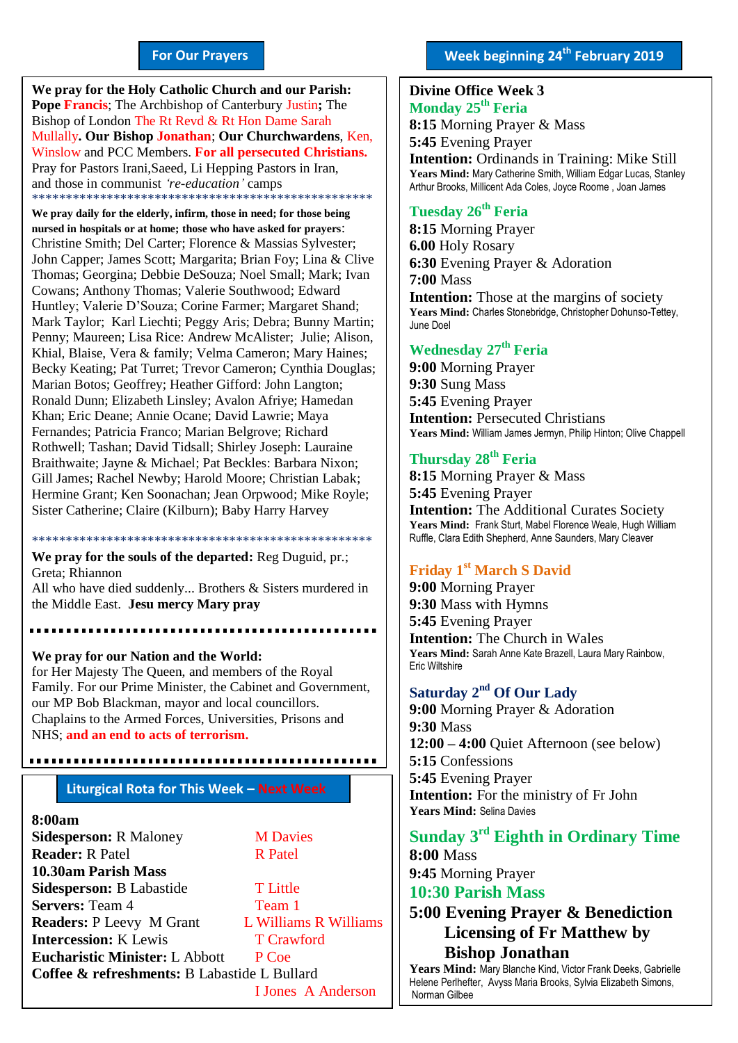## For Our Prayers

**We pray for the Holy Catholic Church and our Parish:** **Pope** **Francis**; The Archbishop of Canterbury Justin**;** The Bishop of London The Rt Revd & Rt Hon Dame Sarah Mullally**. Our Bishop Jonathan**; **Our Churchwardens**, Ken, Winslow and PCC Members. **For all persecuted Christians.** Pray for Pastors Irani,Saeed, Li Hepping Pastors in Iran, and those in communist *'re-education'* camps

\*\*\*\*\*\*\*\*\*\*\*\*\*\*\*\*\*\*\*\*\*\*\*\*\*\*\*\*\*\*\*\*\*\*\*\*\*\*\*\*\*\*\*\*\*\*\*\*\*\*\*

**We pray daily for the elderly, infirm, those in need; for those being nursed in hospitals or at home; those who have asked for prayers**: Christine Smith; Del Carter; Florence & Massias Sylvester; John Capper; James Scott; Margarita; Brian Foy; Lina & Clive Thomas; Georgina; Debbie DeSouza; Noel Small; Mark; Ivan Cowans; Anthony Thomas; Valerie Southwood; Edward Huntley; Valerie D'Souza; Corine Farmer; Margaret Shand; Mark Taylor; Karl Liechti; Peggy Aris; Debra; Bunny Martin; Penny; Maureen; Lisa Rice: Andrew McAlister; Julie; Alison, Khial, Blaise, Vera & family; Velma Cameron; Mary Haines; Becky Keating; Pat Turret; Trevor Cameron; Cynthia Douglas; Marian Botos; Geoffrey; Heather Gifford: John Langton; Ronald Dunn; Elizabeth Linsley; Avalon Afriye; Hamedan Khan; Eric Deane; Annie Ocane; David Lawrie; Maya Fernandes; Patricia Franco; Marian Belgrove; Richard Rothwell; Tashan; David Tidsall; Shirley Joseph: Lauraine Braithwaite; Jayne & Michael; Pat Beckles: Barbara Nixon; Gill James; Rachel Newby; Harold Moore; Christian Labak; Hermine Grant; Ken Soonachan; Jean Orpwood; Mike Royle; Sister Catherine; Claire (Kilburn); Baby Harry Harvey

\*\*\*\*\*\*\*\*\*\*\*\*\*\*\*\*\*\*\*\*\*\*\*\*\*\*\*\*\*\*\*\*\*\*\*\*\*\*\*\*\*\*\*\*\*\*\*\*\*\*\*

**We pray for the souls of the departed:** Reg Duguid, pr.; Greta; Rhiannon
All who have died suddenly... Brothers & Sisters murdered in the Middle East. **Jesu mercy Mary pray**

**We pray for our Nation and the World:** for Her Majesty The Queen, and members of the Royal Family. For our Prime Minister, the Cabinet and Government, our MP Bob Blackman, mayor and local councillors. Chaplains to the Armed Forces, Universities, Prisons and NHS; **and an end to acts of terrorism.**

## Liturgical Rota for This Week – Next Week

| | This Week | Next Week |
|---|---|---|
| **8:00am** | | |
| **Sidesperson:** | R Maloney | M Davies |
| **Reader:** | R Patel | R Patel |
| **10.30am Parish Mass** | | |
| **Sidesperson:** | B Labastide | T Little |
| **Servers:** | Team 4 | Team 1 |
| **Readers:** | P Leevy M Grant | L Williams R Williams |
| **Intercession:** | K Lewis | T Crawford |
| **Eucharistic Minister:** | L Abbott | P Coe |
| **Coffee & refreshments:** | B Labastide L Bullard | I Jones A Anderson |

## Week beginning 24th February 2019

**Divine Office Week 3**

### Monday 25th Feria
**8:15** Morning Prayer & Mass
**5:45** Evening Prayer
**Intention:** Ordinands in Training: Mike Still
**Years Mind:** Mary Catherine Smith, William Edgar Lucas, Stanley Arthur Brooks, Millicent Ada Coles, Joyce Roome , Joan James

### Tuesday 26th Feria
**8:15** Morning Prayer
**6.00** Holy Rosary
**6:30** Evening Prayer & Adoration
**7:00** Mass
**Intention:** Those at the margins of society
**Years Mind:** Charles Stonebridge, Christopher Dohunso-Tettey, June Doel

### Wednesday 27th Feria
**9:00** Morning Prayer
**9:30** Sung Mass
**5:45** Evening Prayer
**Intention:** Persecuted Christians
**Years Mind:** William James Jermyn, Philip Hinton; Olive Chappell

### Thursday 28th Feria
**8:15** Morning Prayer & Mass
**5:45** Evening Prayer
**Intention:** The Additional Curates Society
**Years Mind:** Frank Sturt, Mabel Florence Weale, Hugh William Ruffle, Clara Edith Shepherd, Anne Saunders, Mary Cleaver

### Friday 1st March S David
**9:00** Morning Prayer
**9:30** Mass with Hymns
**5:45** Evening Prayer
**Intention:** The Church in Wales
**Years Mind:** Sarah Anne Kate Brazell, Laura Mary Rainbow, Eric Wiltshire

### Saturday 2nd Of Our Lady
**9:00** Morning Prayer & Adoration
**9:30** Mass
**12:00 – 4:00** Quiet Afternoon (see below)
**5:15** Confessions
**5:45** Evening Prayer
**Intention:** For the ministry of Fr John
**Years Mind:** Selina Davies

### Sunday 3rd Eighth in Ordinary Time
**8:00** Mass
**9:45** Morning Prayer
**10:30 Parish Mass**
**5:00 Evening Prayer & Benediction**
**Licensing of Fr Matthew by Bishop Jonathan**
**Years Mind:** Mary Blanche Kind, Victor Frank Deeks, Gabrielle Helene Perlhefter, Avyss Maria Brooks, Sylvia Elizabeth Simons, Norman Gilbee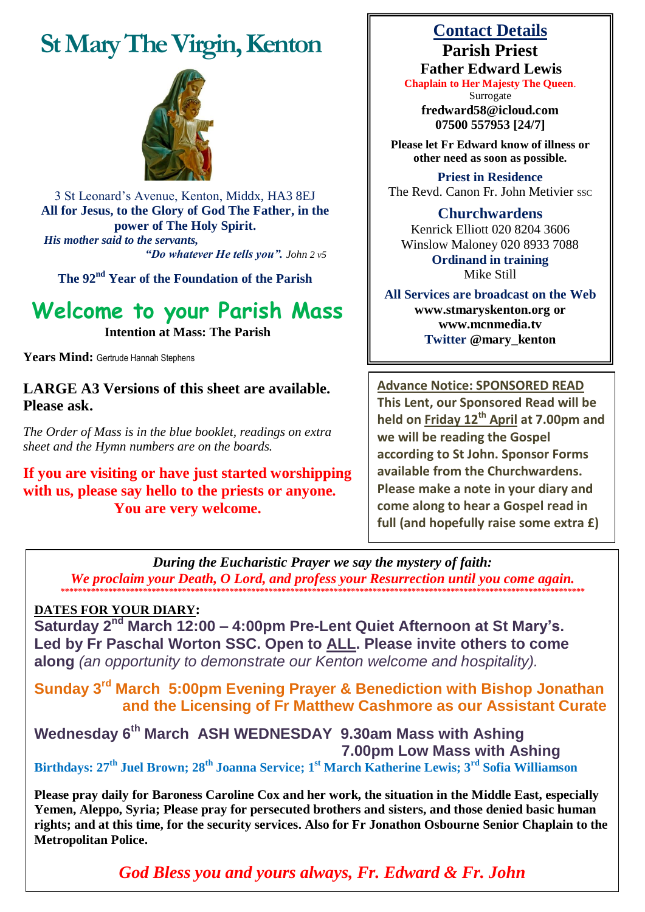# St Mary The Virgin, Kenton

3 St Leonard's Avenue, Kenton, Middx, HA3 8EJ

**All for Jesus, to the Glory of God The Father, in the power of The Holy Spirit.**

***His mother said to the servants,***

***"Do whatever He tells you".*** *John 2 v5*

**The 92nd Year of the Foundation of the Parish**

## Welcome to your Parish Mass

**Intention at Mass: The Parish**

**Years Mind:** Gertrude Hannah Stephens

**LARGE A3 Versions of this sheet are available. Please ask.**

*The Order of Mass is in the blue booklet, readings on extra sheet and the Hymn numbers are on the boards.*

**If you are visiting or have just started worshipping with us, please say hello to the priests or anyone. You are very welcome.**

## Contact Details

**Parish Priest**

**Father Edward Lewis**

**Chaplain to Her Majesty The Queen.**

Surrogate

**fredward58@icloud.com**

**07500 557953 [24/7]**

**Please let Fr Edward know of illness or other need as soon as possible.**

**Priest in Residence**

The Revd. Canon Fr. John Metivier SSC

**Churchwardens**

Kenrick Elliott 020 8204 3606

Winslow Maloney 020 8933 7088

**Ordinand in training**

Mike Still

**All Services are broadcast on the Web**

**www.stmaryskenton.org or www.mcnmedia.tv**

**Twitter @mary_kenton**

**Advance Notice: SPONSORED READ**

**This Lent, our Sponsored Read will be held on Friday 12th April at 7.00pm and we will be reading the Gospel according to St John. Sponsor Forms available from the Churchwardens. Please make a note in your diary and come along to hear a Gospel read in full (and hopefully raise some extra £)**

*During the Eucharistic Prayer we say the mystery of faith:*

***We proclaim your Death, O Lord, and profess your Resurrection until you come again.***

**DATES FOR YOUR DIARY:**

**Saturday 2nd March 12:00 – 4:00pm Pre-Lent Quiet Afternoon at St Mary's. Led by Fr Paschal Worton SSC. Open to ALL. Please invite others to come along** *(an opportunity to demonstrate our Kenton welcome and hospitality).*

**Sunday 3rd March 5:00pm Evening Prayer & Benediction with Bishop Jonathan and the Licensing of Fr Matthew Cashmore as our Assistant Curate**

**Wednesday 6th March ASH WEDNESDAY 9.30am Mass with Ashing**
**7.00pm Low Mass with Ashing**

**Birthdays: 27th Juel Brown; 28th Joanna Service; 1st March Katherine Lewis; 3rd Sofia Williamson**

**Please pray daily for Baroness Caroline Cox and her work, the situation in the Middle East, especially Yemen, Aleppo, Syria; Please pray for persecuted brothers and sisters, and those denied basic human rights; and at this time, for the security services. Also for Fr Jonathon Osbourne Senior Chaplain to the Metropolitan Police.**

*God Bless you and yours always, Fr. Edward & Fr. John*